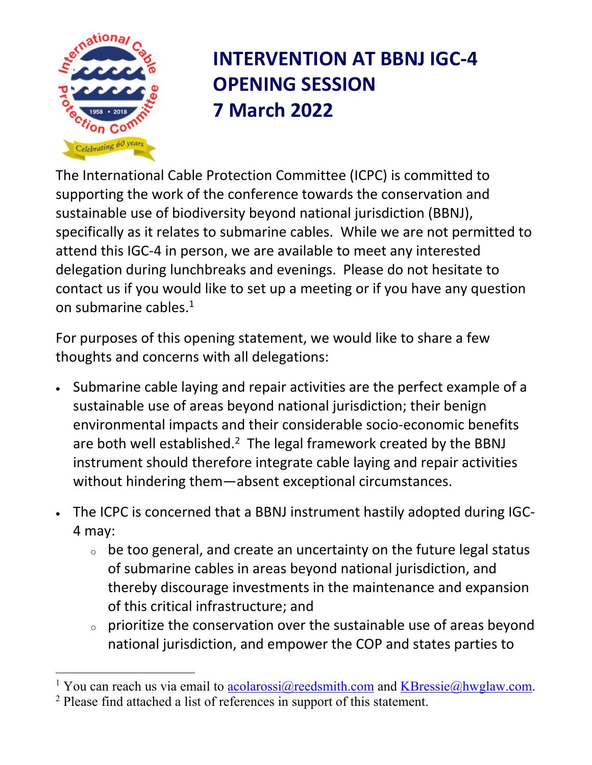# INTERVENTION AT BBNJ IGC-4 OPENING SESSION 7 March 2022

The International Cable Protection Committee (ICPC) is committed to supporting the work of the conference towards the conservation and sustainable use of biodiversity beyond national jurisdiction (BBNJ), specifically as it relates to submarine cables. While we are not permitted to attend this IGC-4 in person, we are available to meet any interested delegation during lunchbreaks and evenings. Please do not hesitate to contact us if you would like to set up a meeting or if you have any question on submarine cables.[1]

For purposes of this opening statement, we would like to share a few thoughts and concerns with all delegations:

- Submarine cable laying and repair activities are the perfect example of a sustainable use of areas beyond national jurisdiction; their benign environmental impacts and their considerable socio-economic benefits are both well established.[2] The legal framework created by the BBNJ instrument should therefore integrate cable laying and repair activities without hindering them—absent exceptional circumstances.
- The ICPC is concerned that a BBNJ instrument hastily adopted during IGC-4 may:
  - be too general, and create an uncertainty on the future legal status of submarine cables in areas beyond national jurisdiction, and thereby discourage investments in the maintenance and expansion of this critical infrastructure; and
  - prioritize the conservation over the sustainable use of areas beyond national jurisdiction, and empower the COP and states parties to

---

[1] You can reach us via email to acolarossi@reedsmith.com and KBressie@hwglaw.com.

[2] Please find attached a list of references in support of this statement.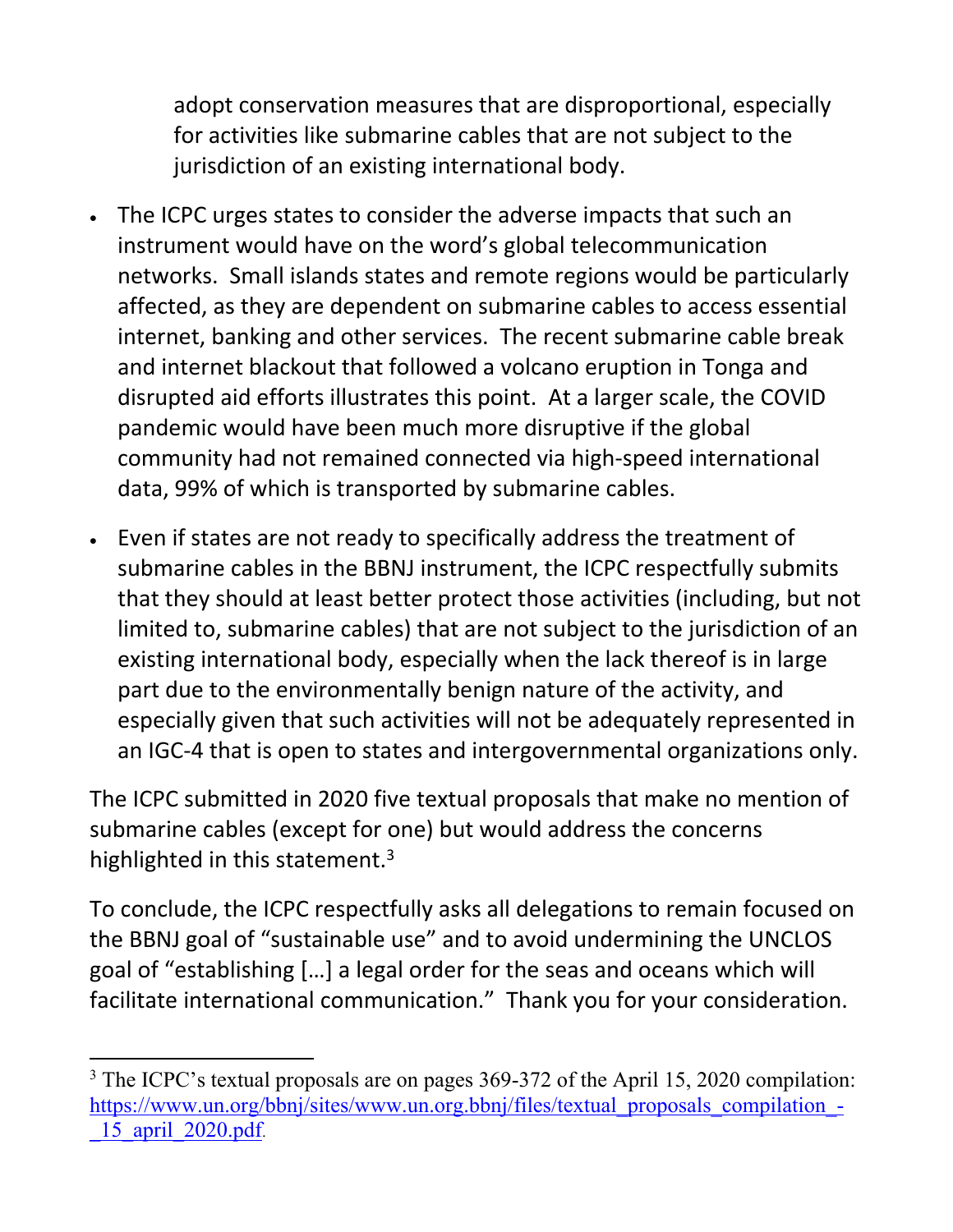adopt conservation measures that are disproportional, especially for activities like submarine cables that are not subject to the jurisdiction of an existing international body.

- The ICPC urges states to consider the adverse impacts that such an instrument would have on the word's global telecommunication networks. Small islands states and remote regions would be particularly affected, as they are dependent on submarine cables to access essential internet, banking and other services. The recent submarine cable break and internet blackout that followed a volcano eruption in Tonga and disrupted aid efforts illustrates this point. At a larger scale, the COVID pandemic would have been much more disruptive if the global community had not remained connected via high-speed international data, 99% of which is transported by submarine cables.
- Even if states are not ready to specifically address the treatment of submarine cables in the BBNJ instrument, the ICPC respectfully submits that they should at least better protect those activities (including, but not limited to, submarine cables) that are not subject to the jurisdiction of an existing international body, especially when the lack thereof is in large part due to the environmentally benign nature of the activity, and especially given that such activities will not be adequately represented in an IGC-4 that is open to states and intergovernmental organizations only.

The ICPC submitted in 2020 five textual proposals that make no mention of submarine cables (except for one) but would address the concerns highlighted in this statement.[3]

To conclude, the ICPC respectfully asks all delegations to remain focused on the BBNJ goal of "sustainable use" and to avoid undermining the UNCLOS goal of "establishing […] a legal order for the seas and oceans which will facilitate international communication." Thank you for your consideration.

[3] The ICPC's textual proposals are on pages 369-372 of the April 15, 2020 compilation: https://www.un.org/bbnj/sites/www.un.org.bbnj/files/textual_proposals_compilation_-_15_april_2020.pdf.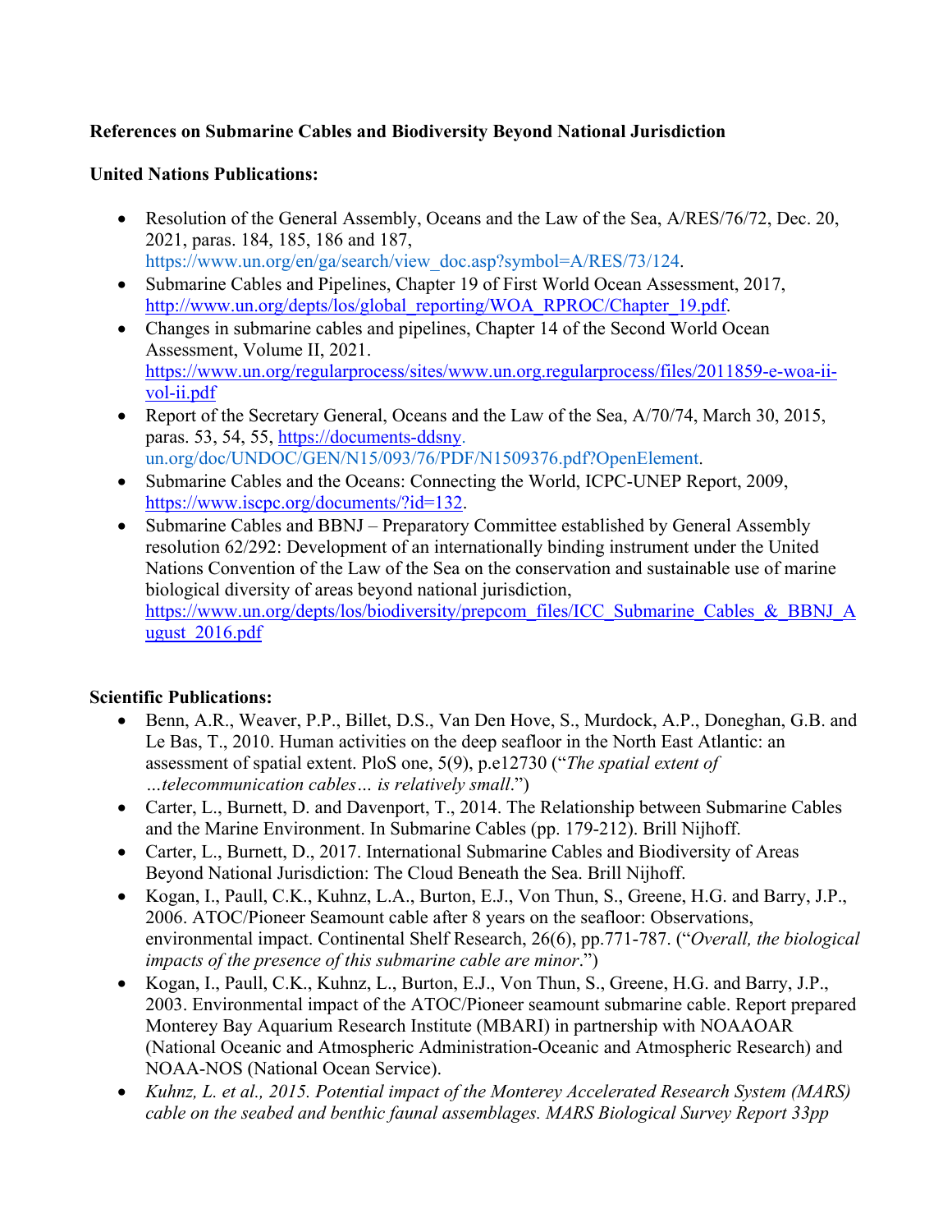**References on Submarine Cables and Biodiversity Beyond National Jurisdiction**

**United Nations Publications:**

- Resolution of the General Assembly, Oceans and the Law of the Sea, A/RES/76/72, Dec. 20, 2021, paras. 184, 185, 186 and 187, https://www.un.org/en/ga/search/view_doc.asp?symbol=A/RES/73/124.
- Submarine Cables and Pipelines, Chapter 19 of First World Ocean Assessment, 2017, http://www.un.org/depts/los/global_reporting/WOA_RPROC/Chapter_19.pdf.
- Changes in submarine cables and pipelines, Chapter 14 of the Second World Ocean Assessment, Volume II, 2021. https://www.un.org/regularprocess/sites/www.un.org.regularprocess/files/2011859-e-woa-ii-vol-ii.pdf
- Report of the Secretary General, Oceans and the Law of the Sea, A/70/74, March 30, 2015, paras. 53, 54, 55, https://documents-ddsny.un.org/doc/UNDOC/GEN/N15/093/76/PDF/N1509376.pdf?OpenElement.
- Submarine Cables and the Oceans: Connecting the World, ICPC-UNEP Report, 2009, https://www.iscpc.org/documents/?id=132.
- Submarine Cables and BBNJ – Preparatory Committee established by General Assembly resolution 62/292: Development of an internationally binding instrument under the United Nations Convention of the Law of the Sea on the conservation and sustainable use of marine biological diversity of areas beyond national jurisdiction, https://www.un.org/depts/los/biodiversity/prepcom_files/ICC_Submarine_Cables_&_BBNJ_August_2016.pdf

**Scientific Publications:**

- Benn, A.R., Weaver, P.P., Billet, D.S., Van Den Hove, S., Murdock, A.P., Doneghan, G.B. and Le Bas, T., 2010. Human activities on the deep seafloor in the North East Atlantic: an assessment of spatial extent. PloS one, 5(9), p.e12730 ("*The spatial extent of …telecommunication cables… is relatively small*.")
- Carter, L., Burnett, D. and Davenport, T., 2014. The Relationship between Submarine Cables and the Marine Environment. In Submarine Cables (pp. 179-212). Brill Nijhoff.
- Carter, L., Burnett, D., 2017. International Submarine Cables and Biodiversity of Areas Beyond National Jurisdiction: The Cloud Beneath the Sea. Brill Nijhoff.
- Kogan, I., Paull, C.K., Kuhnz, L.A., Burton, E.J., Von Thun, S., Greene, H.G. and Barry, J.P., 2006. ATOC/Pioneer Seamount cable after 8 years on the seafloor: Observations, environmental impact. Continental Shelf Research, 26(6), pp.771-787. ("*Overall, the biological impacts of the presence of this submarine cable are minor*.")
- Kogan, I., Paull, C.K., Kuhnz, L., Burton, E.J., Von Thun, S., Greene, H.G. and Barry, J.P., 2003. Environmental impact of the ATOC/Pioneer seamount submarine cable. Report prepared Monterey Bay Aquarium Research Institute (MBARI) in partnership with NOAAOAR (National Oceanic and Atmospheric Administration-Oceanic and Atmospheric Research) and NOAA-NOS (National Ocean Service).
- *Kuhnz, L. et al., 2015. Potential impact of the Monterey Accelerated Research System (MARS) cable on the seabed and benthic faunal assemblages. MARS Biological Survey Report 33pp*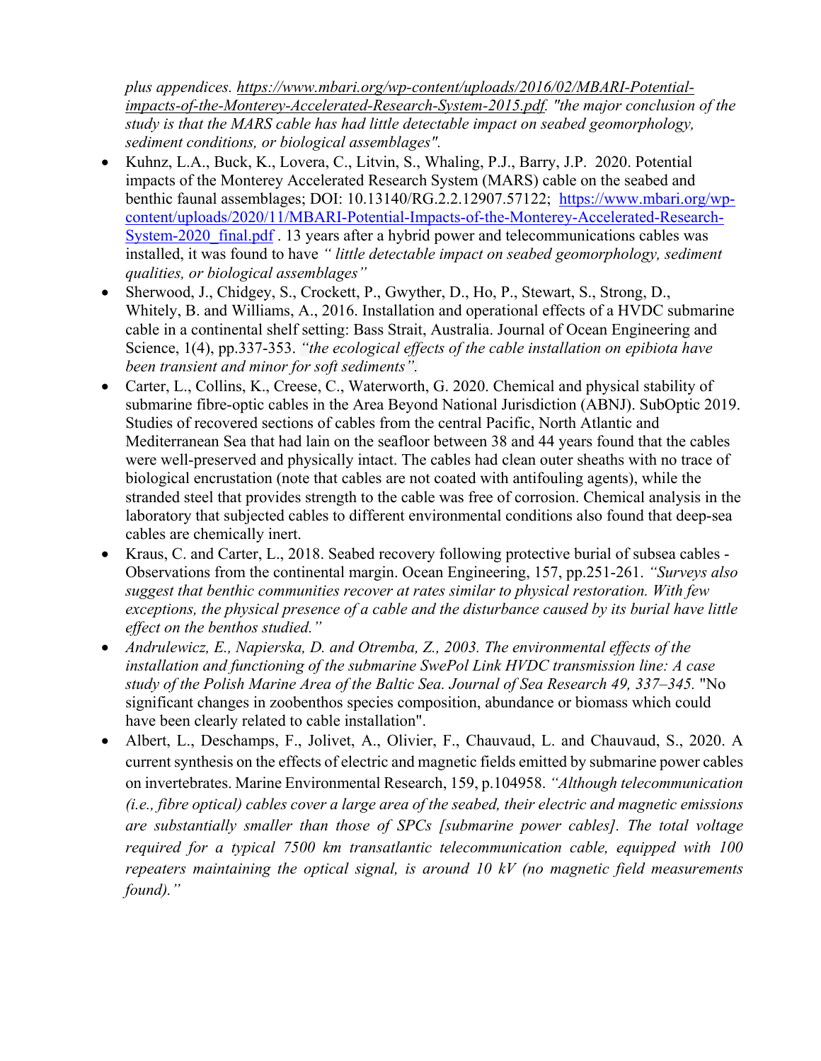*plus appendices. https://www.mbari.org/wp-content/uploads/2016/02/MBARI-Potential-impacts-of-the-Monterey-Accelerated-Research-System-2015.pdf. "the major conclusion of the study is that the MARS cable has had little detectable impact on seabed geomorphology, sediment conditions, or biological assemblages".*

- Kuhnz, L.A., Buck, K., Lovera, C., Litvin, S., Whaling, P.J., Barry, J.P. 2020. Potential impacts of the Monterey Accelerated Research System (MARS) cable on the seabed and benthic faunal assemblages; DOI: 10.13140/RG.2.2.12907.57122; [https://www.mbari.org/wp-content/uploads/2020/11/MBARI-Potential-Impacts-of-the-Monterey-Accelerated-Research-System-2020_final.pdf](https://www.mbari.org/wp-content/uploads/2020/11/MBARI-Potential-Impacts-of-the-Monterey-Accelerated-Research-System-2020_final.pdf) . 13 years after a hybrid power and telecommunications cables was installed, it was found to have *" little detectable impact on seabed geomorphology, sediment qualities, or biological assemblages"*
- Sherwood, J., Chidgey, S., Crockett, P., Gwyther, D., Ho, P., Stewart, S., Strong, D., Whitely, B. and Williams, A., 2016. Installation and operational effects of a HVDC submarine cable in a continental shelf setting: Bass Strait, Australia. Journal of Ocean Engineering and Science, 1(4), pp.337-353. *"the ecological effects of the cable installation on epibiota have been transient and minor for soft sediments".*
- Carter, L., Collins, K., Creese, C., Waterworth, G. 2020. Chemical and physical stability of submarine fibre-optic cables in the Area Beyond National Jurisdiction (ABNJ). SubOptic 2019. Studies of recovered sections of cables from the central Pacific, North Atlantic and Mediterranean Sea that had lain on the seafloor between 38 and 44 years found that the cables were well-preserved and physically intact. The cables had clean outer sheaths with no trace of biological encrustation (note that cables are not coated with antifouling agents), while the stranded steel that provides strength to the cable was free of corrosion. Chemical analysis in the laboratory that subjected cables to different environmental conditions also found that deep-sea cables are chemically inert.
- Kraus, C. and Carter, L., 2018. Seabed recovery following protective burial of subsea cables - Observations from the continental margin. Ocean Engineering, 157, pp.251-261. *"Surveys also suggest that benthic communities recover at rates similar to physical restoration. With few exceptions, the physical presence of a cable and the disturbance caused by its burial have little effect on the benthos studied."*
- *Andrulewicz, E., Napierska, D. and Otremba, Z., 2003. The environmental effects of the installation and functioning of the submarine SwePol Link HVDC transmission line: A case study of the Polish Marine Area of the Baltic Sea. Journal of Sea Research 49, 337–345.* "No significant changes in zoobenthos species composition, abundance or biomass which could have been clearly related to cable installation".
- Albert, L., Deschamps, F., Jolivet, A., Olivier, F., Chauvaud, L. and Chauvaud, S., 2020. A current synthesis on the effects of electric and magnetic fields emitted by submarine power cables on invertebrates. Marine Environmental Research, 159, p.104958. *"Although telecommunication (i.e., fibre optical) cables cover a large area of the seabed, their electric and magnetic emissions are substantially smaller than those of SPCs [submarine power cables]. The total voltage required for a typical 7500 km transatlantic telecommunication cable, equipped with 100 repeaters maintaining the optical signal, is around 10 kV (no magnetic field measurements found)."*